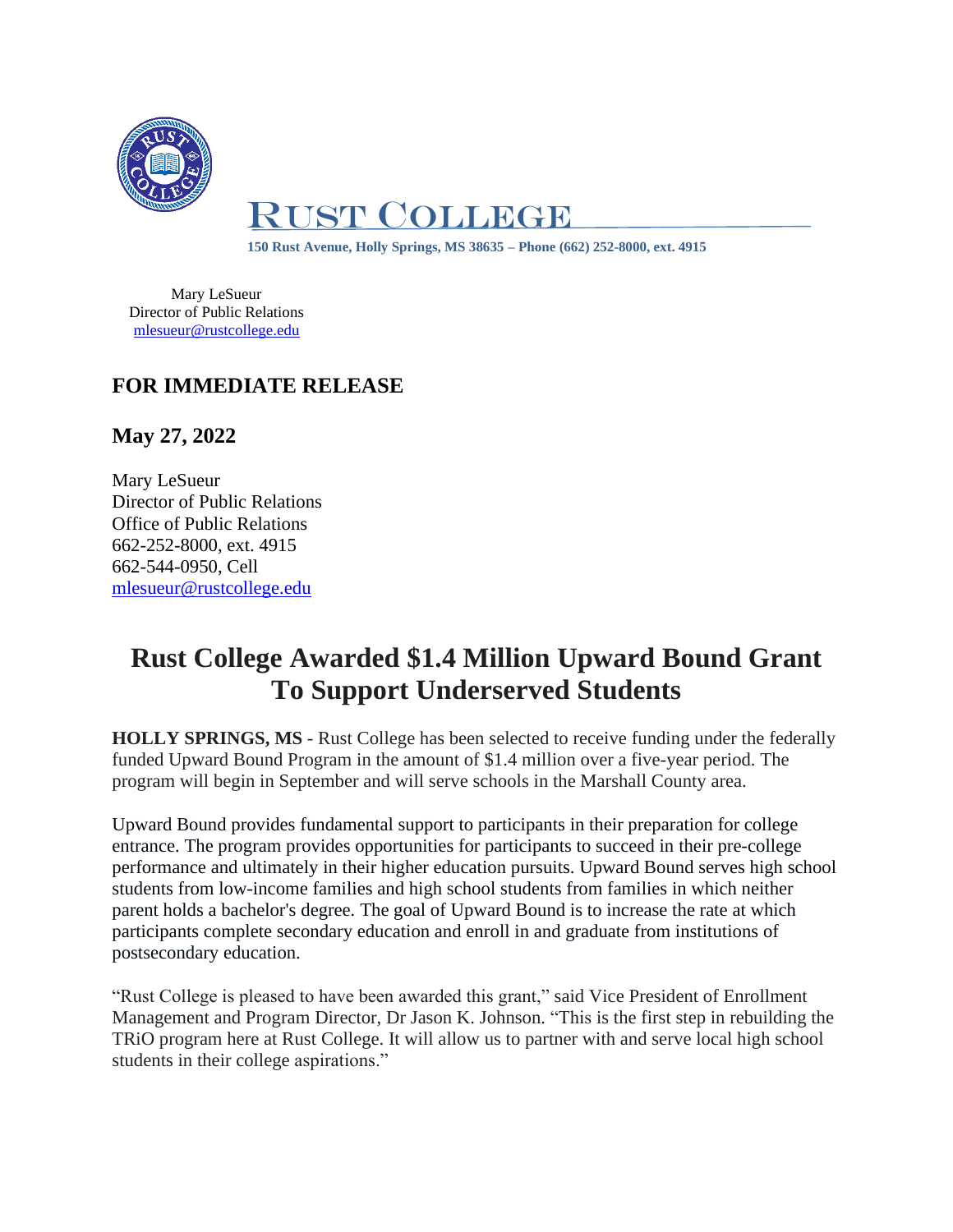RUST COLLEGE

**150 Rust Avenue, Holly Springs, MS 38635 – Phone (662) 252-8000, ext. 4915**

Mary LeSueur
Director of Public Relations
mlesueur@rustcollege.edu

## FOR IMMEDIATE RELEASE

## May 27, 2022

Mary LeSueur
Director of Public Relations
Office of Public Relations
662-252-8000, ext. 4915
662-544-0950, Cell
mlesueur@rustcollege.edu

# Rust College Awarded $1.4 Million Upward Bound Grant To Support Underserved Students

**HOLLY SPRINGS, MS** - Rust College has been selected to receive funding under the federally funded Upward Bound Program in the amount of $1.4 million over a five-year period. The program will begin in September and will serve schools in the Marshall County area.

Upward Bound provides fundamental support to participants in their preparation for college entrance. The program provides opportunities for participants to succeed in their pre-college performance and ultimately in their higher education pursuits. Upward Bound serves high school students from low-income families and high school students from families in which neither parent holds a bachelor's degree. The goal of Upward Bound is to increase the rate at which participants complete secondary education and enroll in and graduate from institutions of postsecondary education.

"Rust College is pleased to have been awarded this grant," said Vice President of Enrollment Management and Program Director, Dr Jason K. Johnson. "This is the first step in rebuilding the TRiO program here at Rust College. It will allow us to partner with and serve local high school students in their college aspirations."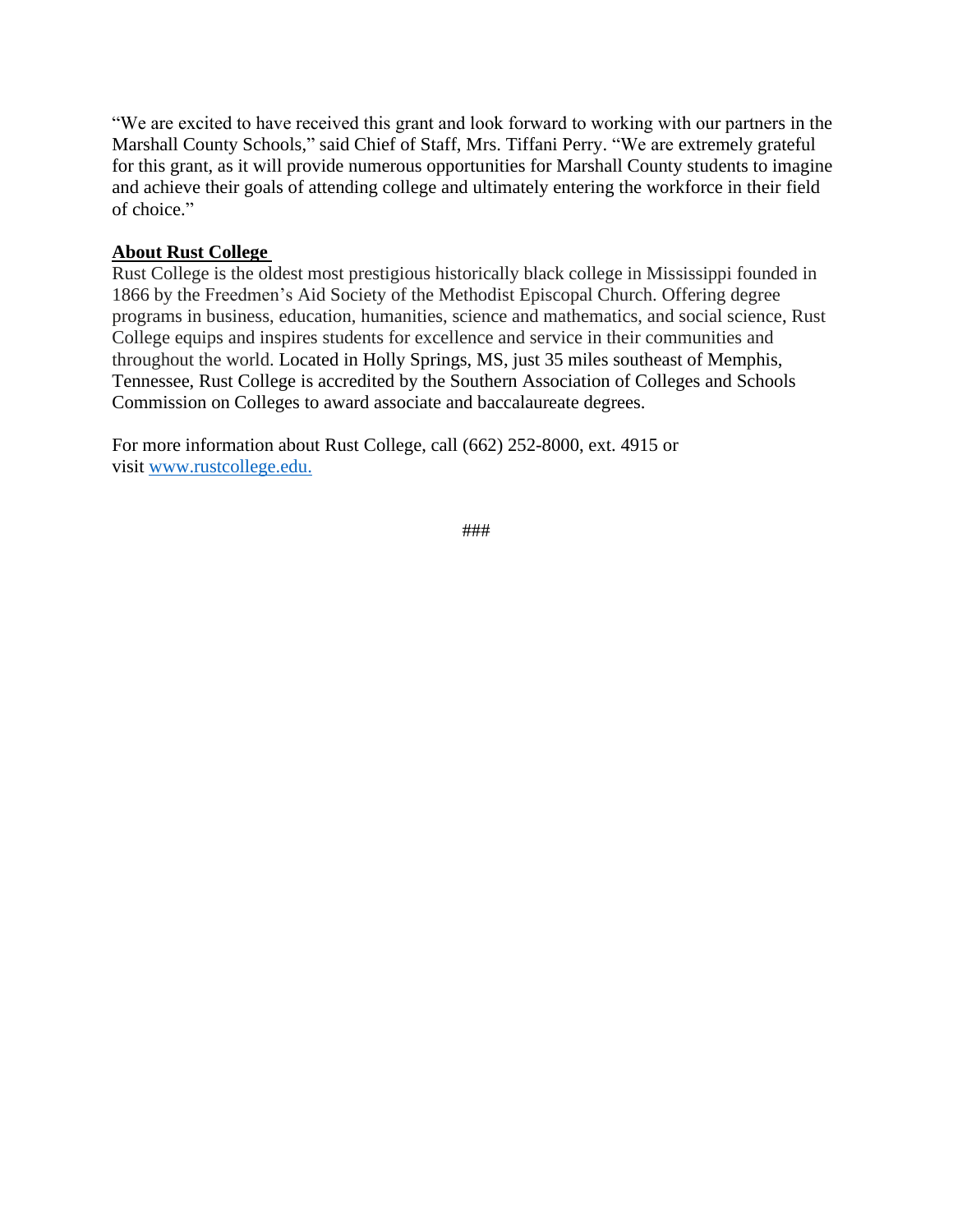"We are excited to have received this grant and look forward to working with our partners in the Marshall County Schools," said Chief of Staff, Mrs. Tiffani Perry. "We are extremely grateful for this grant, as it will provide numerous opportunities for Marshall County students to imagine and achieve their goals of attending college and ultimately entering the workforce in their field of choice."

**About Rust College**

Rust College is the oldest most prestigious historically black college in Mississippi founded in 1866 by the Freedmen's Aid Society of the Methodist Episcopal Church. Offering degree programs in business, education, humanities, science and mathematics, and social science, Rust College equips and inspires students for excellence and service in their communities and throughout the world. Located in Holly Springs, MS, just 35 miles southeast of Memphis, Tennessee, Rust College is accredited by the Southern Association of Colleges and Schools Commission on Colleges to award associate and baccalaureate degrees.

For more information about Rust College, call (662) 252-8000, ext. 4915 or visit www.rustcollege.edu.

###